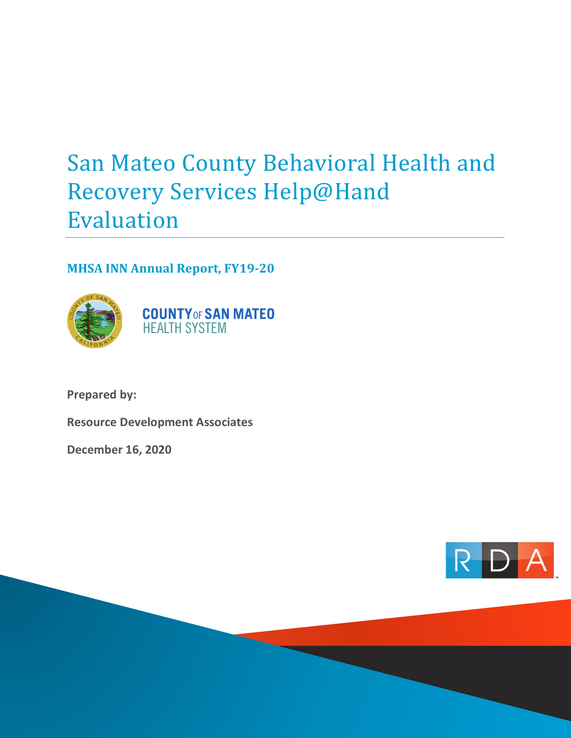# San Mateo County Behavioral Health and Recovery Services Help@Hand Evaluation

**MHSA INN Annual Report, FY19-20**

COUNTY OF SAN MATEO
HEALTH SYSTEM

**Prepared by:**

**Resource Development Associates**

**December 16, 2020**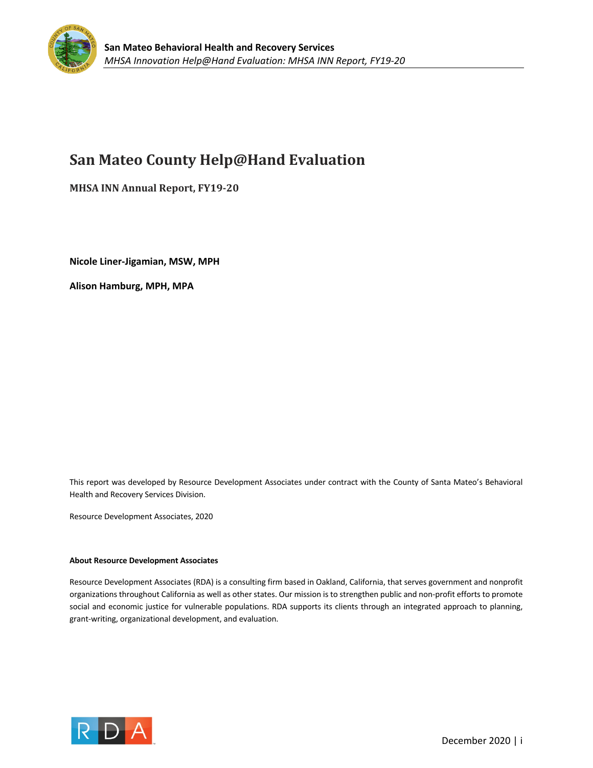# San Mateo County Help@Hand Evaluation

**MHSA INN Annual Report, FY19-20**

**Nicole Liner-Jigamian, MSW, MPH**

**Alison Hamburg, MPH, MPA**

This report was developed by Resource Development Associates under contract with the County of Santa Mateo's Behavioral Health and Recovery Services Division.

Resource Development Associates, 2020

**About Resource Development Associates**

Resource Development Associates (RDA) is a consulting firm based in Oakland, California, that serves government and nonprofit organizations throughout California as well as other states. Our mission is to strengthen public and non-profit efforts to promote social and economic justice for vulnerable populations. RDA supports its clients through an integrated approach to planning, grant-writing, organizational development, and evaluation.

December 2020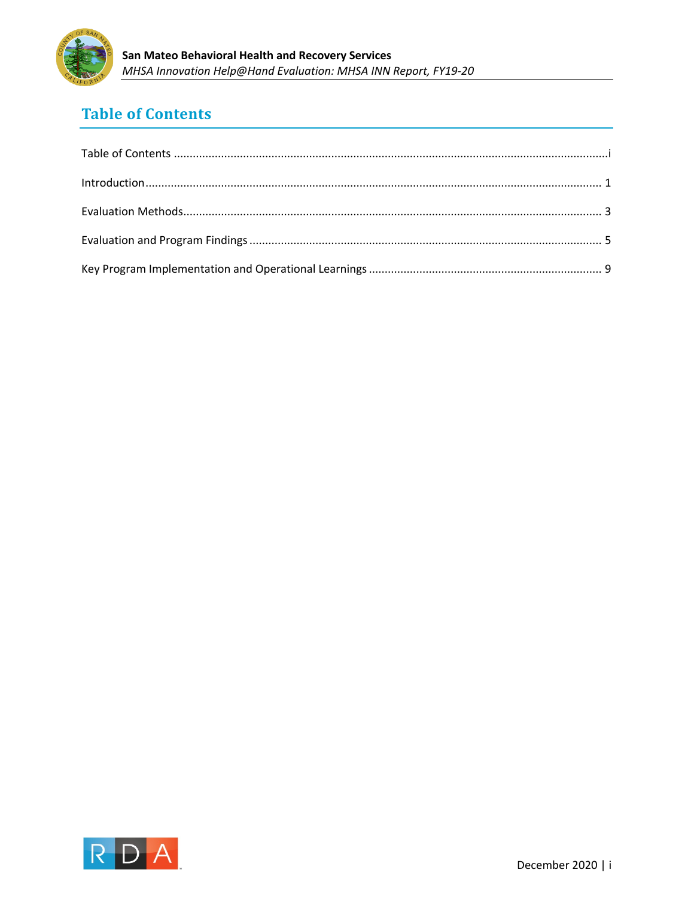# Table of Contents

Table of Contents ....................................................................................................................................i

Introduction ............................................................................................................................................ 1

Evaluation Methods ................................................................................................................................ 3

Evaluation and Program Findings ........................................................................................................... 5

Key Program Implementation and Operational Learnings ..................................................................... 9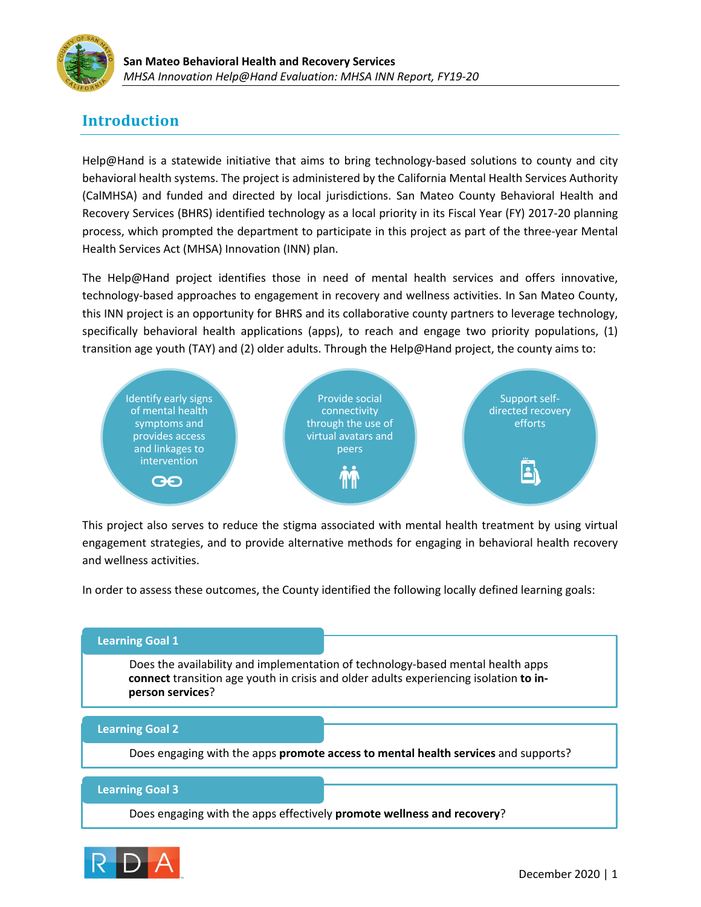## Introduction

Help@Hand is a statewide initiative that aims to bring technology-based solutions to county and city behavioral health systems. The project is administered by the California Mental Health Services Authority (CalMHSA) and funded and directed by local jurisdictions. San Mateo County Behavioral Health and Recovery Services (BHRS) identified technology as a local priority in its Fiscal Year (FY) 2017-20 planning process, which prompted the department to participate in this project as part of the three-year Mental Health Services Act (MHSA) Innovation (INN) plan.

The Help@Hand project identifies those in need of mental health services and offers innovative, technology-based approaches to engagement in recovery and wellness activities. In San Mateo County, this INN project is an opportunity for BHRS and its collaborative county partners to leverage technology, specifically behavioral health applications (apps), to reach and engage two priority populations, (1) transition age youth (TAY) and (2) older adults. Through the Help@Hand project, the county aims to:

- Identify early signs of mental health symptoms and provides access and linkages to intervention
- Provide social connectivity through the use of virtual avatars and peers
- Support self-directed recovery efforts

This project also serves to reduce the stigma associated with mental health treatment by using virtual engagement strategies, and to provide alternative methods for engaging in behavioral health recovery and wellness activities.

In order to assess these outcomes, the County identified the following locally defined learning goals:

**Learning Goal 1**

Does the availability and implementation of technology-based mental health apps **connect** transition age youth in crisis and older adults experiencing isolation **to in-person services**?

**Learning Goal 2**

Does engaging with the apps **promote access to mental health services** and supports?

**Learning Goal 3**

Does engaging with the apps effectively **promote wellness and recovery**?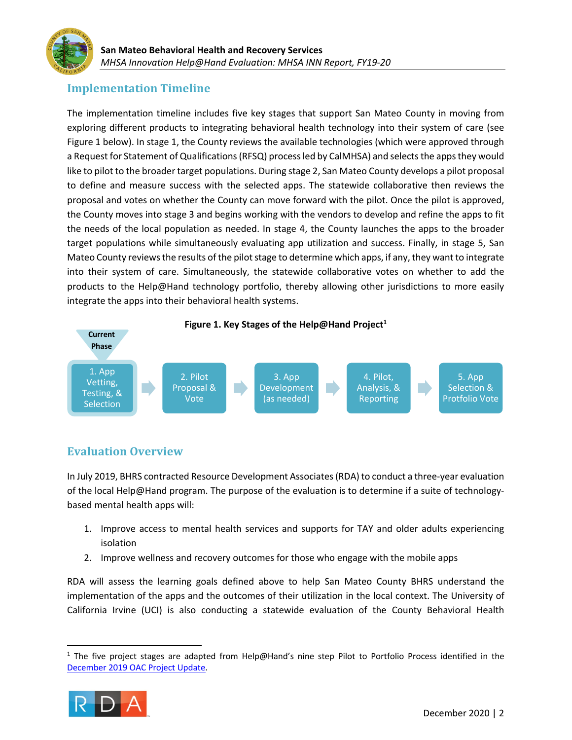## Implementation Timeline

The implementation timeline includes five key stages that support San Mateo County in moving from exploring different products to integrating behavioral health technology into their system of care (see Figure 1 below). In stage 1, the County reviews the available technologies (which were approved through a Request for Statement of Qualifications (RFSQ) process led by CalMHSA) and selects the apps they would like to pilot to the broader target populations. During stage 2, San Mateo County develops a pilot proposal to define and measure success with the selected apps. The statewide collaborative then reviews the proposal and votes on whether the County can move forward with the pilot. Once the pilot is approved, the County moves into stage 3 and begins working with the vendors to develop and refine the apps to fit the needs of the local population as needed. In stage 4, the County launches the apps to the broader target populations while simultaneously evaluating app utilization and success. Finally, in stage 5, San Mateo County reviews the results of the pilot stage to determine which apps, if any, they want to integrate into their system of care. Simultaneously, the statewide collaborative votes on whether to add the products to the Help@Hand technology portfolio, thereby allowing other jurisdictions to more easily integrate the apps into their behavioral health systems.

**Figure 1. Key Stages of the Help@Hand Project**[1]

Current Phase

1. App Vetting, Testing, & Selection → 2. Pilot Proposal & Vote → 3. App Development (as needed) → 4. Pilot, Analysis, & Reporting → 5. App Selection & Protfolio Vote

## Evaluation Overview

In July 2019, BHRS contracted Resource Development Associates (RDA) to conduct a three-year evaluation of the local Help@Hand program. The purpose of the evaluation is to determine if a suite of technology-based mental health apps will:

1. Improve access to mental health services and supports for TAY and older adults experiencing isolation
2. Improve wellness and recovery outcomes for those who engage with the mobile apps

RDA will assess the learning goals defined above to help San Mateo County BHRS understand the implementation of the apps and the outcomes of their utilization in the local context. The University of California Irvine (UCI) is also conducting a statewide evaluation of the County Behavioral Health

[1] The five project stages are adapted from Help@Hand's nine step Pilot to Portfolio Process identified in the December 2019 OAC Project Update.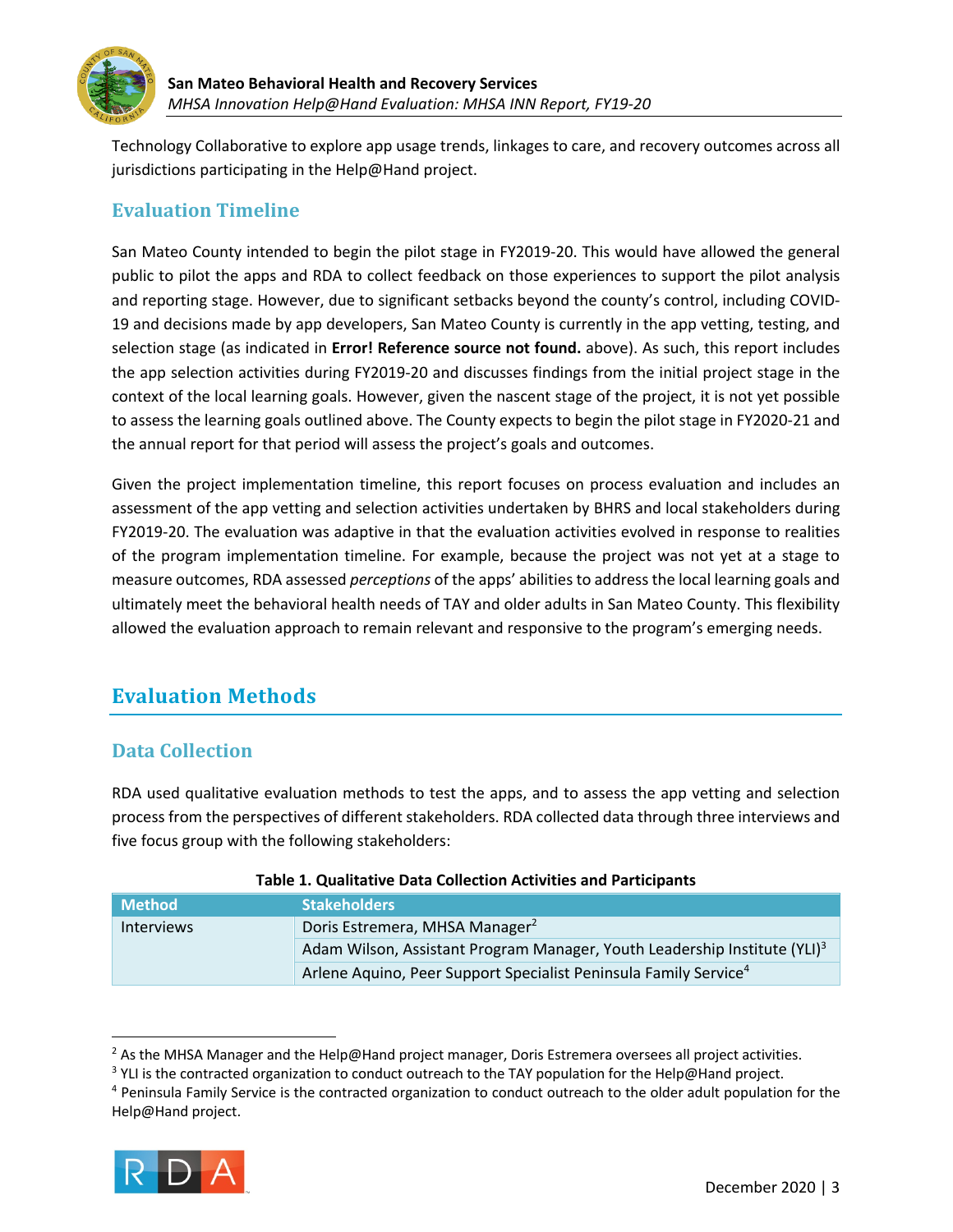Technology Collaborative to explore app usage trends, linkages to care, and recovery outcomes across all jurisdictions participating in the Help@Hand project.

### Evaluation Timeline

San Mateo County intended to begin the pilot stage in FY2019-20. This would have allowed the general public to pilot the apps and RDA to collect feedback on those experiences to support the pilot analysis and reporting stage. However, due to significant setbacks beyond the county's control, including COVID-19 and decisions made by app developers, San Mateo County is currently in the app vetting, testing, and selection stage (as indicated in **Error! Reference source not found.** above). As such, this report includes the app selection activities during FY2019-20 and discusses findings from the initial project stage in the context of the local learning goals. However, given the nascent stage of the project, it is not yet possible to assess the learning goals outlined above. The County expects to begin the pilot stage in FY2020-21 and the annual report for that period will assess the project's goals and outcomes.

Given the project implementation timeline, this report focuses on process evaluation and includes an assessment of the app vetting and selection activities undertaken by BHRS and local stakeholders during FY2019-20. The evaluation was adaptive in that the evaluation activities evolved in response to realities of the program implementation timeline. For example, because the project was not yet at a stage to measure outcomes, RDA assessed *perceptions* of the apps' abilities to address the local learning goals and ultimately meet the behavioral health needs of TAY and older adults in San Mateo County. This flexibility allowed the evaluation approach to remain relevant and responsive to the program's emerging needs.

## Evaluation Methods

### Data Collection

RDA used qualitative evaluation methods to test the apps, and to assess the app vetting and selection process from the perspectives of different stakeholders. RDA collected data through three interviews and five focus group with the following stakeholders:

**Table 1. Qualitative Data Collection Activities and Participants**

| Method | Stakeholders |
|---|---|
| Interviews | Doris Estremera, MHSA Manager[2] |
| | Adam Wilson, Assistant Program Manager, Youth Leadership Institute (YLI)[3] |
| | Arlene Aquino, Peer Support Specialist Peninsula Family Service[4] |

[2] As the MHSA Manager and the Help@Hand project manager, Doris Estremera oversees all project activities.

[3] YLI is the contracted organization to conduct outreach to the TAY population for the Help@Hand project.

[4] Peninsula Family Service is the contracted organization to conduct outreach to the older adult population for the Help@Hand project.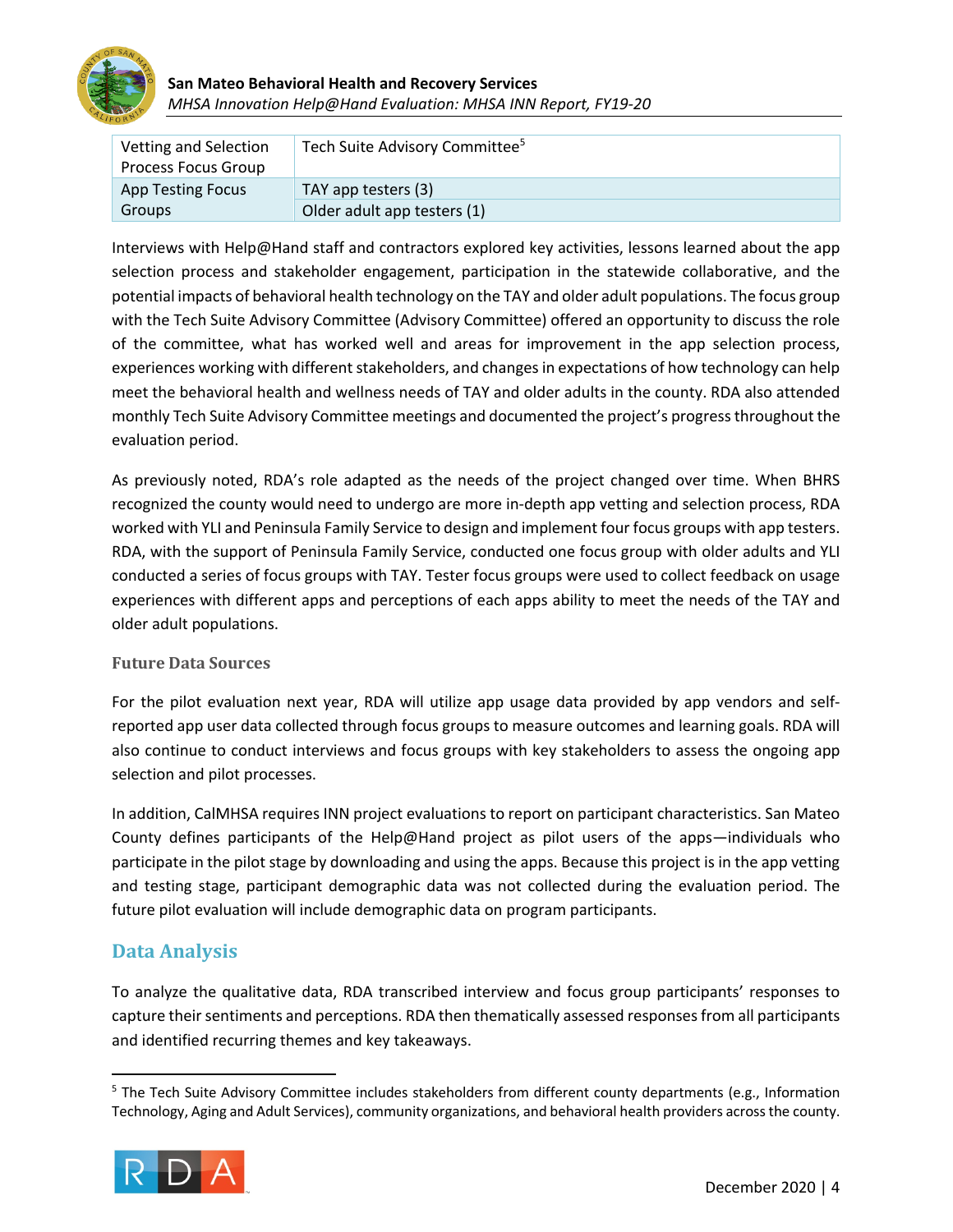| Vetting and Selection Process Focus Group | Tech Suite Advisory Committee[5] |
| --- | --- |
| App Testing Focus Groups | TAY app testers (3) |
| | Older adult app testers (1) |

Interviews with Help@Hand staff and contractors explored key activities, lessons learned about the app selection process and stakeholder engagement, participation in the statewide collaborative, and the potential impacts of behavioral health technology on the TAY and older adult populations. The focus group with the Tech Suite Advisory Committee (Advisory Committee) offered an opportunity to discuss the role of the committee, what has worked well and areas for improvement in the app selection process, experiences working with different stakeholders, and changes in expectations of how technology can help meet the behavioral health and wellness needs of TAY and older adults in the county. RDA also attended monthly Tech Suite Advisory Committee meetings and documented the project's progress throughout the evaluation period.

As previously noted, RDA's role adapted as the needs of the project changed over time. When BHRS recognized the county would need to undergo are more in-depth app vetting and selection process, RDA worked with YLI and Peninsula Family Service to design and implement four focus groups with app testers. RDA, with the support of Peninsula Family Service, conducted one focus group with older adults and YLI conducted a series of focus groups with TAY. Tester focus groups were used to collect feedback on usage experiences with different apps and perceptions of each apps ability to meet the needs of the TAY and older adult populations.

### Future Data Sources

For the pilot evaluation next year, RDA will utilize app usage data provided by app vendors and self-reported app user data collected through focus groups to measure outcomes and learning goals. RDA will also continue to conduct interviews and focus groups with key stakeholders to assess the ongoing app selection and pilot processes.

In addition, CalMHSA requires INN project evaluations to report on participant characteristics. San Mateo County defines participants of the Help@Hand project as pilot users of the apps—individuals who participate in the pilot stage by downloading and using the apps. Because this project is in the app vetting and testing stage, participant demographic data was not collected during the evaluation period. The future pilot evaluation will include demographic data on program participants.

## Data Analysis

To analyze the qualitative data, RDA transcribed interview and focus group participants' responses to capture their sentiments and perceptions. RDA then thematically assessed responses from all participants and identified recurring themes and key takeaways.

[5] The Tech Suite Advisory Committee includes stakeholders from different county departments (e.g., Information Technology, Aging and Adult Services), community organizations, and behavioral health providers across the county.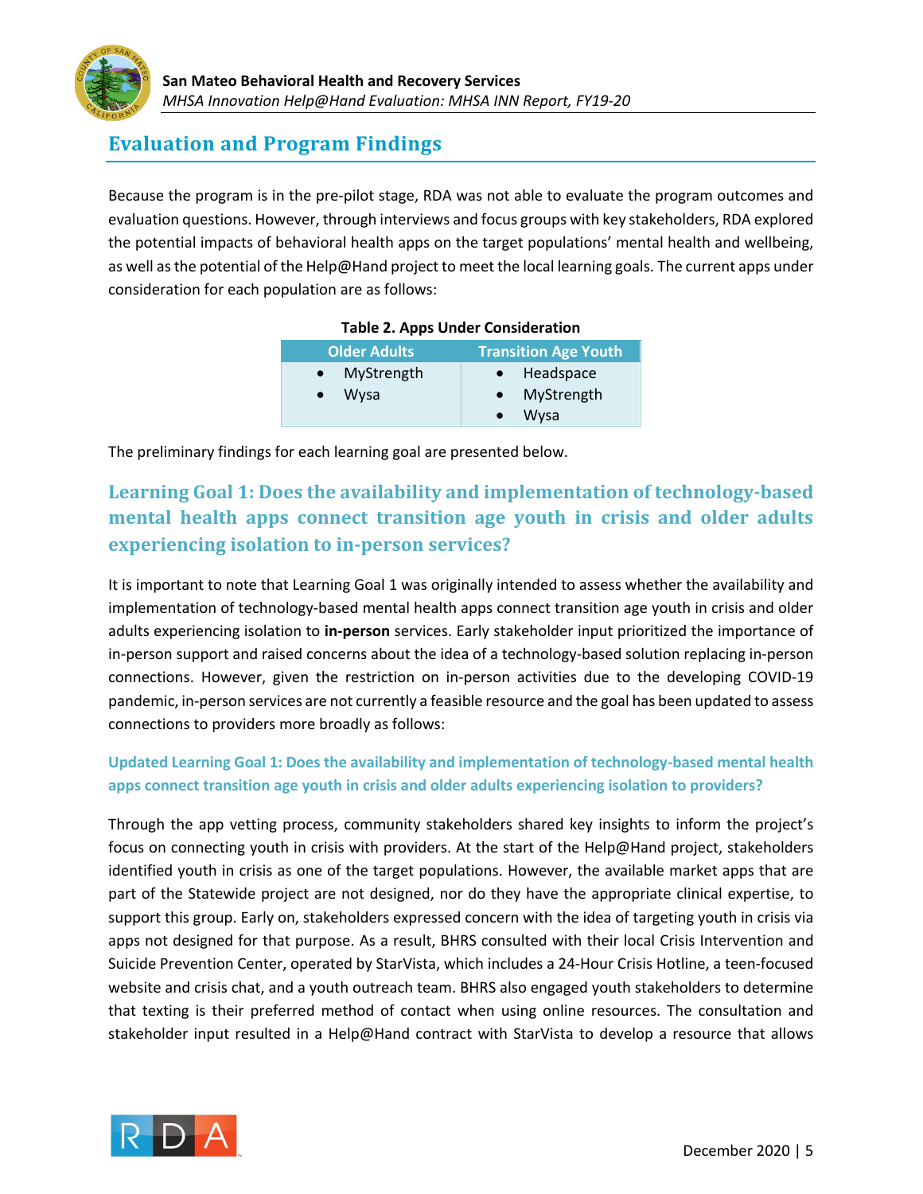## Evaluation and Program Findings

Because the program is in the pre-pilot stage, RDA was not able to evaluate the program outcomes and evaluation questions. However, through interviews and focus groups with key stakeholders, RDA explored the potential impacts of behavioral health apps on the target populations' mental health and wellbeing, as well as the potential of the Help@Hand project to meet the local learning goals. The current apps under consideration for each population are as follows:

**Table 2. Apps Under Consideration**

| Older Adults | Transition Age Youth |
|---|---|
| • MyStrength<br>• Wysa | • Headspace<br>• MyStrength<br>• Wysa |

The preliminary findings for each learning goal are presented below.

### Learning Goal 1: Does the availability and implementation of technology-based mental health apps connect transition age youth in crisis and older adults experiencing isolation to in-person services?

It is important to note that Learning Goal 1 was originally intended to assess whether the availability and implementation of technology-based mental health apps connect transition age youth in crisis and older adults experiencing isolation to **in-person** services. Early stakeholder input prioritized the importance of in-person support and raised concerns about the idea of a technology-based solution replacing in-person connections. However, given the restriction on in-person activities due to the developing COVID-19 pandemic, in-person services are not currently a feasible resource and the goal has been updated to assess connections to providers more broadly as follows:

#### Updated Learning Goal 1: Does the availability and implementation of technology-based mental health apps connect transition age youth in crisis and older adults experiencing isolation to providers?

Through the app vetting process, community stakeholders shared key insights to inform the project's focus on connecting youth in crisis with providers. At the start of the Help@Hand project, stakeholders identified youth in crisis as one of the target populations. However, the available market apps that are part of the Statewide project are not designed, nor do they have the appropriate clinical expertise, to support this group. Early on, stakeholders expressed concern with the idea of targeting youth in crisis via apps not designed for that purpose. As a result, BHRS consulted with their local Crisis Intervention and Suicide Prevention Center, operated by StarVista, which includes a 24-Hour Crisis Hotline, a teen-focused website and crisis chat, and a youth outreach team. BHRS also engaged youth stakeholders to determine that texting is their preferred method of contact when using online resources. The consultation and stakeholder input resulted in a Help@Hand contract with StarVista to develop a resource that allows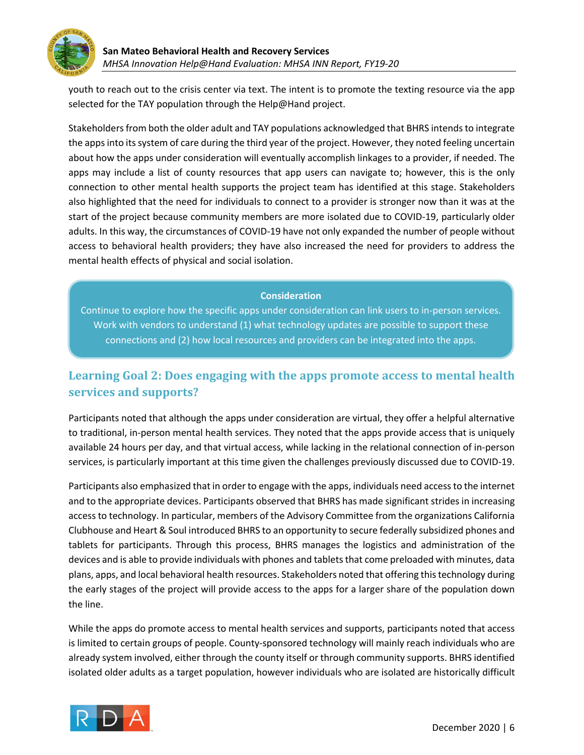youth to reach out to the crisis center via text. The intent is to promote the texting resource via the app selected for the TAY population through the Help@Hand project.

Stakeholders from both the older adult and TAY populations acknowledged that BHRS intends to integrate the apps into its system of care during the third year of the project. However, they noted feeling uncertain about how the apps under consideration will eventually accomplish linkages to a provider, if needed. The apps may include a list of county resources that app users can navigate to; however, this is the only connection to other mental health supports the project team has identified at this stage. Stakeholders also highlighted that the need for individuals to connect to a provider is stronger now than it was at the start of the project because community members are more isolated due to COVID-19, particularly older adults. In this way, the circumstances of COVID-19 have not only expanded the number of people without access to behavioral health providers; they have also increased the need for providers to address the mental health effects of physical and social isolation.

> **Consideration**
>
> Continue to explore how the specific apps under consideration can link users to in-person services. Work with vendors to understand (1) what technology updates are possible to support these connections and (2) how local resources and providers can be integrated into the apps.

## Learning Goal 2: Does engaging with the apps promote access to mental health services and supports?

Participants noted that although the apps under consideration are virtual, they offer a helpful alternative to traditional, in-person mental health services. They noted that the apps provide access that is uniquely available 24 hours per day, and that virtual access, while lacking in the relational connection of in-person services, is particularly important at this time given the challenges previously discussed due to COVID-19.

Participants also emphasized that in order to engage with the apps, individuals need access to the internet and to the appropriate devices. Participants observed that BHRS has made significant strides in increasing access to technology. In particular, members of the Advisory Committee from the organizations California Clubhouse and Heart & Soul introduced BHRS to an opportunity to secure federally subsidized phones and tablets for participants. Through this process, BHRS manages the logistics and administration of the devices and is able to provide individuals with phones and tablets that come preloaded with minutes, data plans, apps, and local behavioral health resources. Stakeholders noted that offering this technology during the early stages of the project will provide access to the apps for a larger share of the population down the line.

While the apps do promote access to mental health services and supports, participants noted that access is limited to certain groups of people. County-sponsored technology will mainly reach individuals who are already system involved, either through the county itself or through community supports. BHRS identified isolated older adults as a target population, however individuals who are isolated are historically difficult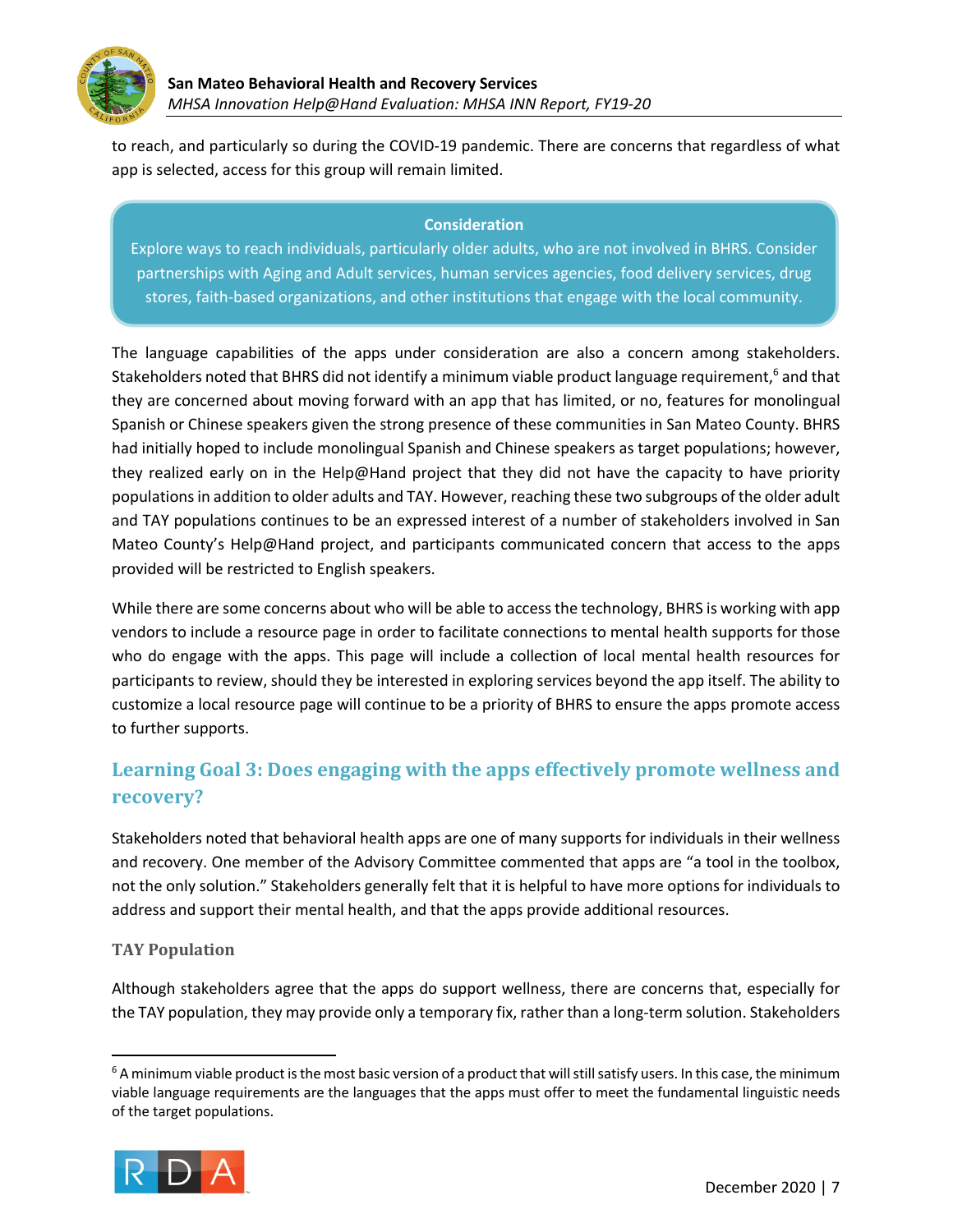to reach, and particularly so during the COVID-19 pandemic. There are concerns that regardless of what app is selected, access for this group will remain limited.

**Consideration**

Explore ways to reach individuals, particularly older adults, who are not involved in BHRS. Consider partnerships with Aging and Adult services, human services agencies, food delivery services, drug stores, faith-based organizations, and other institutions that engage with the local community.

The language capabilities of the apps under consideration are also a concern among stakeholders. Stakeholders noted that BHRS did not identify a minimum viable product language requirement,[6] and that they are concerned about moving forward with an app that has limited, or no, features for monolingual Spanish or Chinese speakers given the strong presence of these communities in San Mateo County. BHRS had initially hoped to include monolingual Spanish and Chinese speakers as target populations; however, they realized early on in the Help@Hand project that they did not have the capacity to have priority populations in addition to older adults and TAY. However, reaching these two subgroups of the older adult and TAY populations continues to be an expressed interest of a number of stakeholders involved in San Mateo County's Help@Hand project, and participants communicated concern that access to the apps provided will be restricted to English speakers.

While there are some concerns about who will be able to access the technology, BHRS is working with app vendors to include a resource page in order to facilitate connections to mental health supports for those who do engage with the apps. This page will include a collection of local mental health resources for participants to review, should they be interested in exploring services beyond the app itself. The ability to customize a local resource page will continue to be a priority of BHRS to ensure the apps promote access to further supports.

## Learning Goal 3: Does engaging with the apps effectively promote wellness and recovery?

Stakeholders noted that behavioral health apps are one of many supports for individuals in their wellness and recovery. One member of the Advisory Committee commented that apps are "a tool in the toolbox, not the only solution." Stakeholders generally felt that it is helpful to have more options for individuals to address and support their mental health, and that the apps provide additional resources.

### TAY Population

Although stakeholders agree that the apps do support wellness, there are concerns that, especially for the TAY population, they may provide only a temporary fix, rather than a long-term solution. Stakeholders

[6] A minimum viable product is the most basic version of a product that will still satisfy users. In this case, the minimum viable language requirements are the languages that the apps must offer to meet the fundamental linguistic needs of the target populations.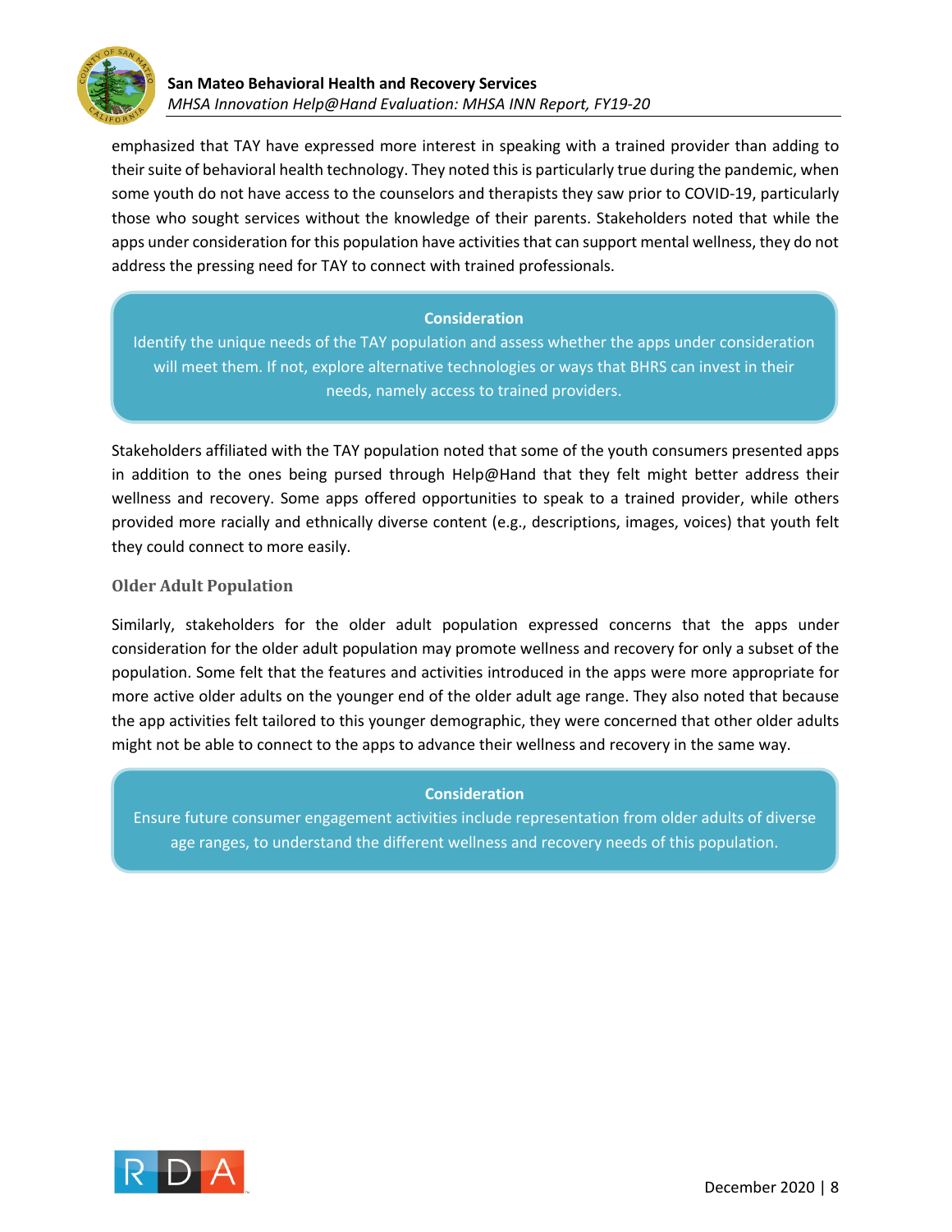emphasized that TAY have expressed more interest in speaking with a trained provider than adding to their suite of behavioral health technology. They noted this is particularly true during the pandemic, when some youth do not have access to the counselors and therapists they saw prior to COVID-19, particularly those who sought services without the knowledge of their parents. Stakeholders noted that while the apps under consideration for this population have activities that can support mental wellness, they do not address the pressing need for TAY to connect with trained professionals.

> **Consideration**
>
> Identify the unique needs of the TAY population and assess whether the apps under consideration will meet them. If not, explore alternative technologies or ways that BHRS can invest in their needs, namely access to trained providers.

Stakeholders affiliated with the TAY population noted that some of the youth consumers presented apps in addition to the ones being pursed through Help@Hand that they felt might better address their wellness and recovery. Some apps offered opportunities to speak to a trained provider, while others provided more racially and ethnically diverse content (e.g., descriptions, images, voices) that youth felt they could connect to more easily.

### Older Adult Population

Similarly, stakeholders for the older adult population expressed concerns that the apps under consideration for the older adult population may promote wellness and recovery for only a subset of the population. Some felt that the features and activities introduced in the apps were more appropriate for more active older adults on the younger end of the older adult age range. They also noted that because the app activities felt tailored to this younger demographic, they were concerned that other older adults might not be able to connect to the apps to advance their wellness and recovery in the same way.

> **Consideration**
>
> Ensure future consumer engagement activities include representation from older adults of diverse age ranges, to understand the different wellness and recovery needs of this population.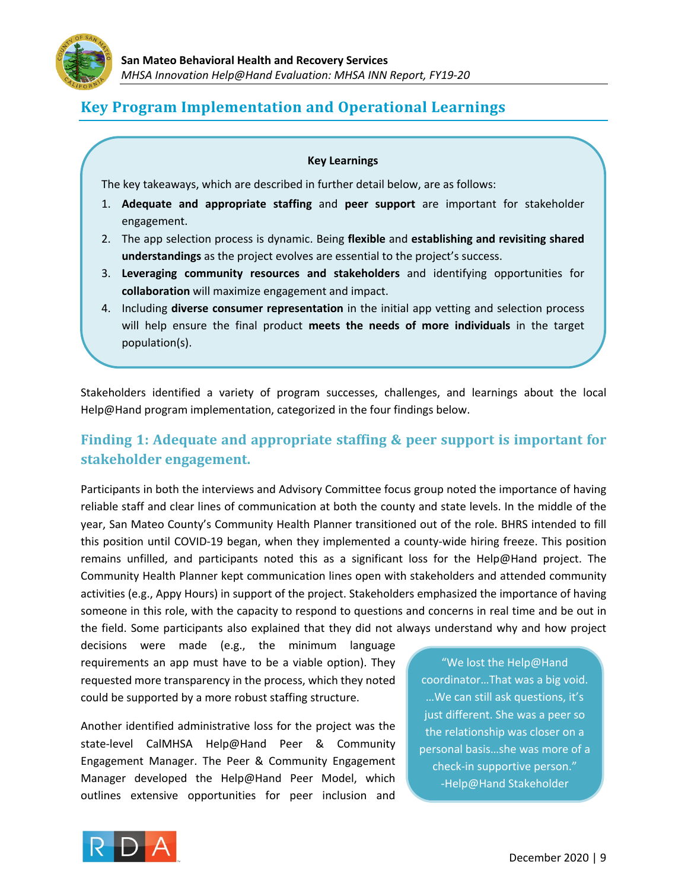## Key Program Implementation and Operational Learnings

**Key Learnings**

The key takeaways, which are described in further detail below, are as follows:

1. **Adequate and appropriate staffing** and **peer support** are important for stakeholder engagement.
2. The app selection process is dynamic. Being **flexible** and **establishing and revisiting shared understandings** as the project evolves are essential to the project's success.
3. **Leveraging community resources and stakeholders** and identifying opportunities for **collaboration** will maximize engagement and impact.
4. Including **diverse consumer representation** in the initial app vetting and selection process will help ensure the final product **meets the needs of more individuals** in the target population(s).

Stakeholders identified a variety of program successes, challenges, and learnings about the local Help@Hand program implementation, categorized in the four findings below.

### Finding 1: Adequate and appropriate staffing & peer support is important for stakeholder engagement.

Participants in both the interviews and Advisory Committee focus group noted the importance of having reliable staff and clear lines of communication at both the county and state levels. In the middle of the year, San Mateo County's Community Health Planner transitioned out of the role. BHRS intended to fill this position until COVID-19 began, when they implemented a county-wide hiring freeze. This position remains unfilled, and participants noted this as a significant loss for the Help@Hand project. The Community Health Planner kept communication lines open with stakeholders and attended community activities (e.g., Appy Hours) in support of the project. Stakeholders emphasized the importance of having someone in this role, with the capacity to respond to questions and concerns in real time and be out in the field. Some participants also explained that they did not always understand why and how project decisions were made (e.g., the minimum language requirements an app must have to be a viable option). They requested more transparency in the process, which they noted could be supported by a more robust staffing structure.

> "We lost the Help@Hand coordinator…That was a big void. …We can still ask questions, it's just different. She was a peer so the relationship was closer on a personal basis…she was more of a check-in supportive person."
> -Help@Hand Stakeholder

Another identified administrative loss for the project was the state-level CalMHSA Help@Hand Peer & Community Engagement Manager. The Peer & Community Engagement Manager developed the Help@Hand Peer Model, which outlines extensive opportunities for peer inclusion and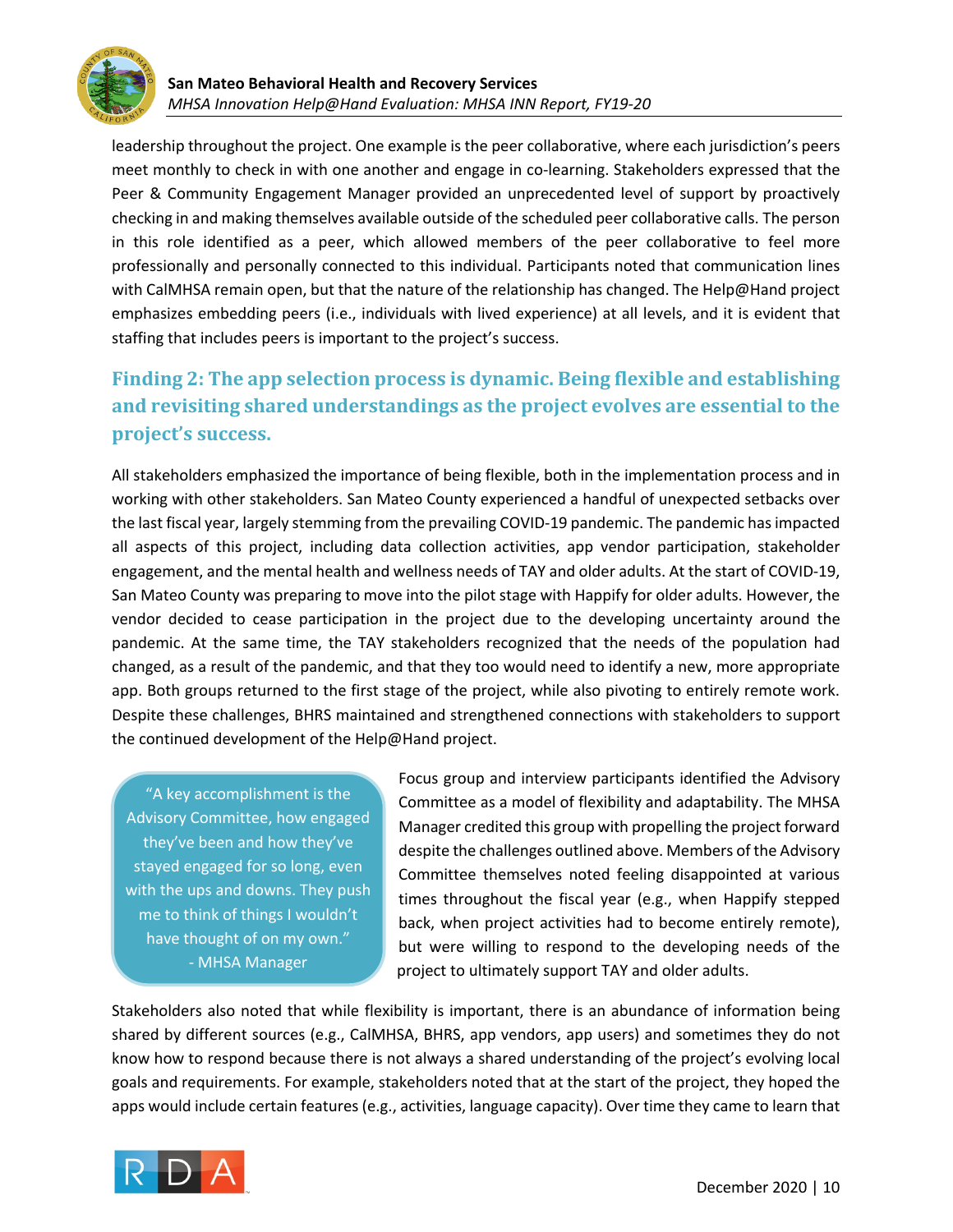leadership throughout the project. One example is the peer collaborative, where each jurisdiction's peers meet monthly to check in with one another and engage in co-learning. Stakeholders expressed that the Peer & Community Engagement Manager provided an unprecedented level of support by proactively checking in and making themselves available outside of the scheduled peer collaborative calls. The person in this role identified as a peer, which allowed members of the peer collaborative to feel more professionally and personally connected to this individual. Participants noted that communication lines with CalMHSA remain open, but that the nature of the relationship has changed. The Help@Hand project emphasizes embedding peers (i.e., individuals with lived experience) at all levels, and it is evident that staffing that includes peers is important to the project's success.

## Finding 2: The app selection process is dynamic. Being flexible and establishing and revisiting shared understandings as the project evolves are essential to the project's success.

All stakeholders emphasized the importance of being flexible, both in the implementation process and in working with other stakeholders. San Mateo County experienced a handful of unexpected setbacks over the last fiscal year, largely stemming from the prevailing COVID-19 pandemic. The pandemic has impacted all aspects of this project, including data collection activities, app vendor participation, stakeholder engagement, and the mental health and wellness needs of TAY and older adults. At the start of COVID-19, San Mateo County was preparing to move into the pilot stage with Happify for older adults. However, the vendor decided to cease participation in the project due to the developing uncertainty around the pandemic. At the same time, the TAY stakeholders recognized that the needs of the population had changed, as a result of the pandemic, and that they too would need to identify a new, more appropriate app. Both groups returned to the first stage of the project, while also pivoting to entirely remote work. Despite these challenges, BHRS maintained and strengthened connections with stakeholders to support the continued development of the Help@Hand project.

> "A key accomplishment is the Advisory Committee, how engaged they've been and how they've stayed engaged for so long, even with the ups and downs. They push me to think of things I wouldn't have thought of on my own."
> - MHSA Manager

Focus group and interview participants identified the Advisory Committee as a model of flexibility and adaptability. The MHSA Manager credited this group with propelling the project forward despite the challenges outlined above. Members of the Advisory Committee themselves noted feeling disappointed at various times throughout the fiscal year (e.g., when Happify stepped back, when project activities had to become entirely remote), but were willing to respond to the developing needs of the project to ultimately support TAY and older adults.

Stakeholders also noted that while flexibility is important, there is an abundance of information being shared by different sources (e.g., CalMHSA, BHRS, app vendors, app users) and sometimes they do not know how to respond because there is not always a shared understanding of the project's evolving local goals and requirements. For example, stakeholders noted that at the start of the project, they hoped the apps would include certain features (e.g., activities, language capacity). Over time they came to learn that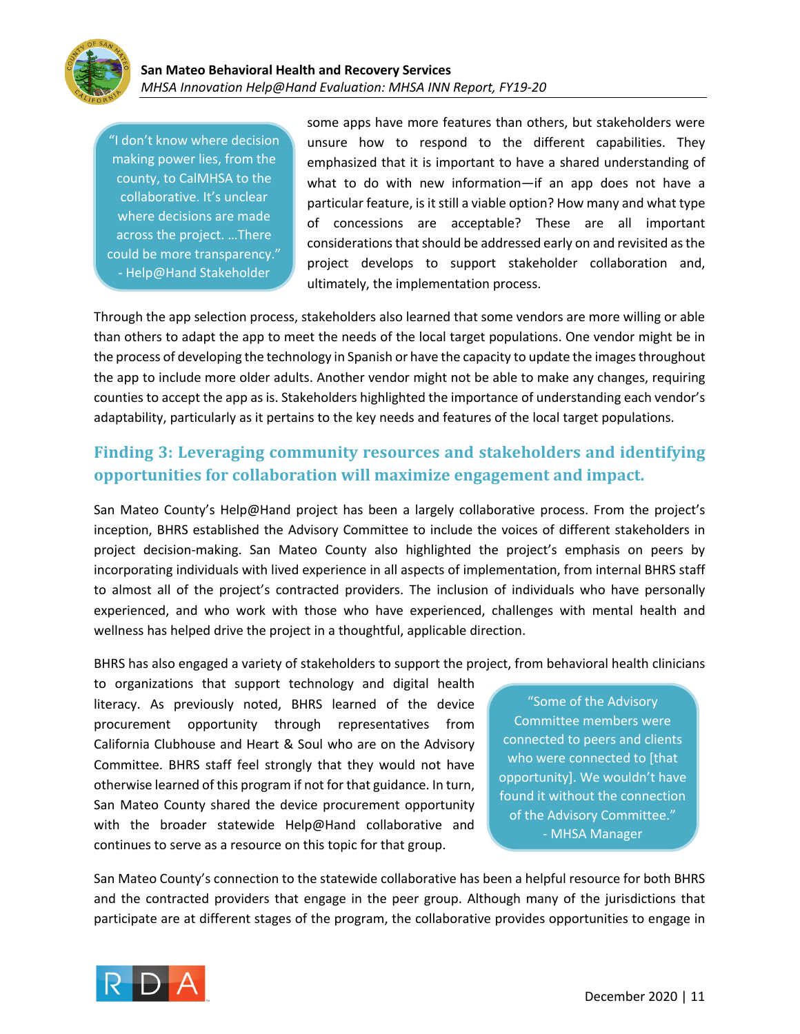> "I don't know where decision making power lies, from the county, to CalMHSA to the collaborative. It's unclear where decisions are made across the project. …There could be more transparency."
> - Help@Hand Stakeholder

some apps have more features than others, but stakeholders were unsure how to respond to the different capabilities. They emphasized that it is important to have a shared understanding of what to do with new information—if an app does not have a particular feature, is it still a viable option? How many and what type of concessions are acceptable? These are all important considerations that should be addressed early on and revisited as the project develops to support stakeholder collaboration and, ultimately, the implementation process.

Through the app selection process, stakeholders also learned that some vendors are more willing or able than others to adapt the app to meet the needs of the local target populations. One vendor might be in the process of developing the technology in Spanish or have the capacity to update the images throughout the app to include more older adults. Another vendor might not be able to make any changes, requiring counties to accept the app as is. Stakeholders highlighted the importance of understanding each vendor's adaptability, particularly as it pertains to the key needs and features of the local target populations.

## Finding 3: Leveraging community resources and stakeholders and identifying opportunities for collaboration will maximize engagement and impact.

San Mateo County's Help@Hand project has been a largely collaborative process. From the project's inception, BHRS established the Advisory Committee to include the voices of different stakeholders in project decision-making. San Mateo County also highlighted the project's emphasis on peers by incorporating individuals with lived experience in all aspects of implementation, from internal BHRS staff to almost all of the project's contracted providers. The inclusion of individuals who have personally experienced, and who work with those who have experienced, challenges with mental health and wellness has helped drive the project in a thoughtful, applicable direction.

BHRS has also engaged a variety of stakeholders to support the project, from behavioral health clinicians to organizations that support technology and digital health literacy. As previously noted, BHRS learned of the device procurement opportunity through representatives from California Clubhouse and Heart & Soul who are on the Advisory Committee. BHRS staff feel strongly that they would not have otherwise learned of this program if not for that guidance. In turn, San Mateo County shared the device procurement opportunity with the broader statewide Help@Hand collaborative and continues to serve as a resource on this topic for that group.

> "Some of the Advisory Committee members were connected to peers and clients who were connected to [that opportunity]. We wouldn't have found it without the connection of the Advisory Committee."
> - MHSA Manager

San Mateo County's connection to the statewide collaborative has been a helpful resource for both BHRS and the contracted providers that engage in the peer group. Although many of the jurisdictions that participate are at different stages of the program, the collaborative provides opportunities to engage in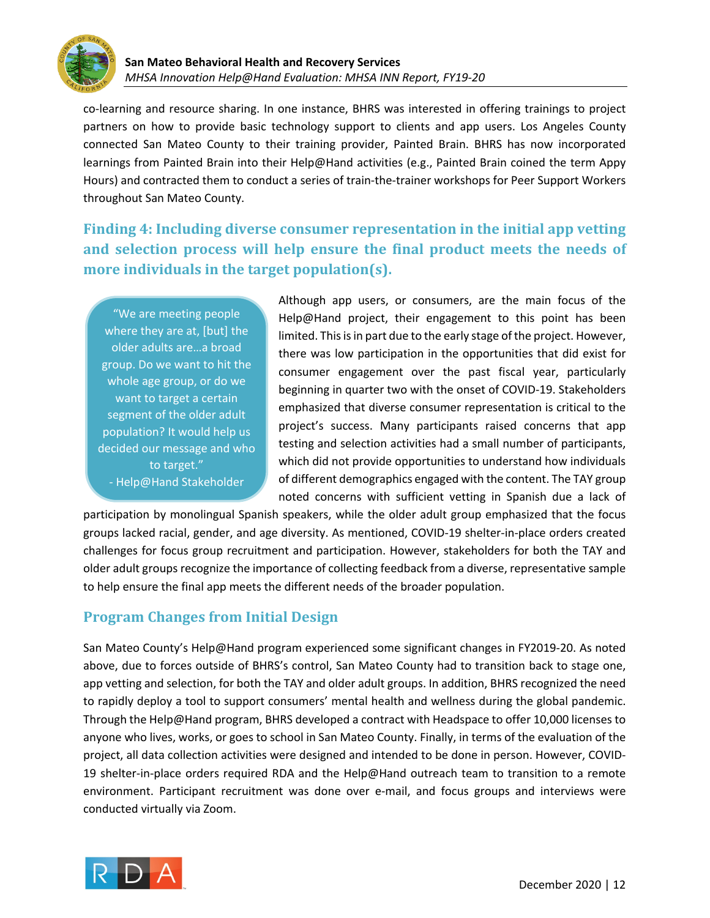co-learning and resource sharing. In one instance, BHRS was interested in offering trainings to project partners on how to provide basic technology support to clients and app users. Los Angeles County connected San Mateo County to their training provider, Painted Brain. BHRS has now incorporated learnings from Painted Brain into their Help@Hand activities (e.g., Painted Brain coined the term Appy Hours) and contracted them to conduct a series of train-the-trainer workshops for Peer Support Workers throughout San Mateo County.

### Finding 4: Including diverse consumer representation in the initial app vetting and selection process will help ensure the final product meets the needs of more individuals in the target population(s).

> "We are meeting people where they are at, [but] the older adults are…a broad group. Do we want to hit the whole age group, or do we want to target a certain segment of the older adult population? It would help us decided our message and who to target."
> - Help@Hand Stakeholder

Although app users, or consumers, are the main focus of the Help@Hand project, their engagement to this point has been limited. This is in part due to the early stage of the project. However, there was low participation in the opportunities that did exist for consumer engagement over the past fiscal year, particularly beginning in quarter two with the onset of COVID-19. Stakeholders emphasized that diverse consumer representation is critical to the project's success. Many participants raised concerns that app testing and selection activities had a small number of participants, which did not provide opportunities to understand how individuals of different demographics engaged with the content. The TAY group noted concerns with sufficient vetting in Spanish due a lack of participation by monolingual Spanish speakers, while the older adult group emphasized that the focus groups lacked racial, gender, and age diversity. As mentioned, COVID-19 shelter-in-place orders created challenges for focus group recruitment and participation. However, stakeholders for both the TAY and older adult groups recognize the importance of collecting feedback from a diverse, representative sample to help ensure the final app meets the different needs of the broader population.

## Program Changes from Initial Design

San Mateo County's Help@Hand program experienced some significant changes in FY2019-20. As noted above, due to forces outside of BHRS's control, San Mateo County had to transition back to stage one, app vetting and selection, for both the TAY and older adult groups. In addition, BHRS recognized the need to rapidly deploy a tool to support consumers' mental health and wellness during the global pandemic. Through the Help@Hand program, BHRS developed a contract with Headspace to offer 10,000 licenses to anyone who lives, works, or goes to school in San Mateo County. Finally, in terms of the evaluation of the project, all data collection activities were designed and intended to be done in person. However, COVID-19 shelter-in-place orders required RDA and the Help@Hand outreach team to transition to a remote environment. Participant recruitment was done over e-mail, and focus groups and interviews were conducted virtually via Zoom.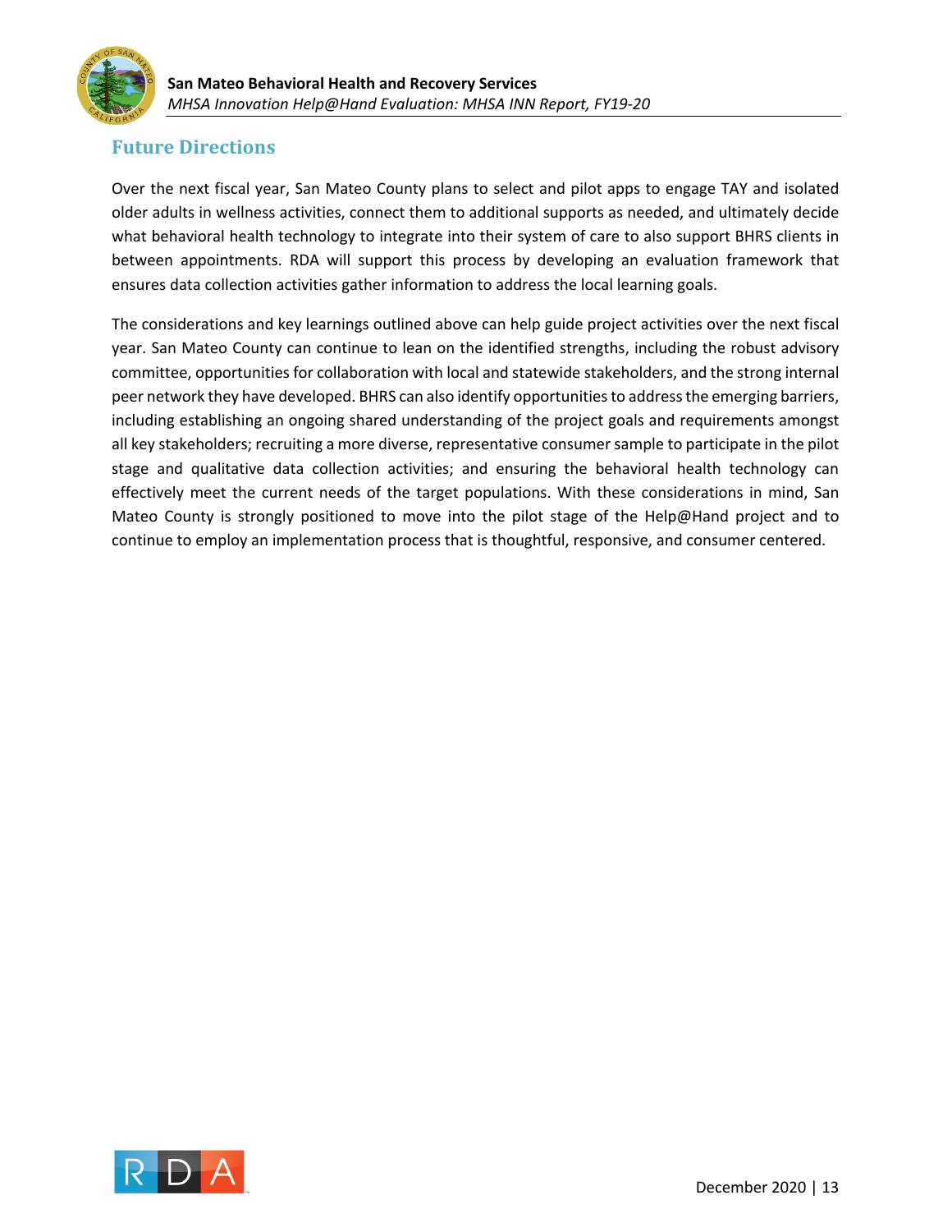## Future Directions

Over the next fiscal year, San Mateo County plans to select and pilot apps to engage TAY and isolated older adults in wellness activities, connect them to additional supports as needed, and ultimately decide what behavioral health technology to integrate into their system of care to also support BHRS clients in between appointments. RDA will support this process by developing an evaluation framework that ensures data collection activities gather information to address the local learning goals.

The considerations and key learnings outlined above can help guide project activities over the next fiscal year. San Mateo County can continue to lean on the identified strengths, including the robust advisory committee, opportunities for collaboration with local and statewide stakeholders, and the strong internal peer network they have developed. BHRS can also identify opportunities to address the emerging barriers, including establishing an ongoing shared understanding of the project goals and requirements amongst all key stakeholders; recruiting a more diverse, representative consumer sample to participate in the pilot stage and qualitative data collection activities; and ensuring the behavioral health technology can effectively meet the current needs of the target populations. With these considerations in mind, San Mateo County is strongly positioned to move into the pilot stage of the Help@Hand project and to continue to employ an implementation process that is thoughtful, responsive, and consumer centered.